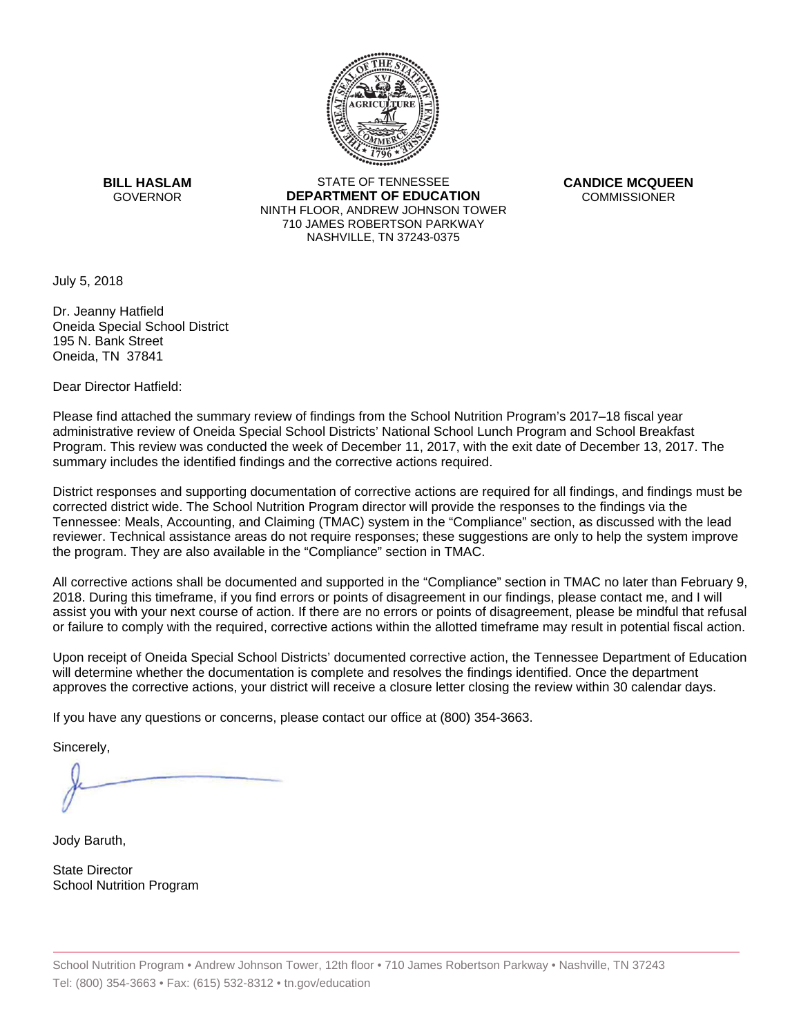**BILL HASLAM**
GOVERNOR

STATE OF TENNESSEE
**DEPARTMENT OF EDUCATION**
NINTH FLOOR, ANDREW JOHNSON TOWER
710 JAMES ROBERTSON PARKWAY
NASHVILLE, TN 37243-0375

**CANDICE MCQUEEN**
COMMISSIONER

July 5, 2018

Dr. Jeanny Hatfield
Oneida Special School District
195 N. Bank Street
Oneida, TN 37841

Dear Director Hatfield:

Please find attached the summary review of findings from the School Nutrition Program's 2017–18 fiscal year administrative review of Oneida Special School Districts' National School Lunch Program and School Breakfast Program. This review was conducted the week of December 11, 2017, with the exit date of December 13, 2017. The summary includes the identified findings and the corrective actions required.

District responses and supporting documentation of corrective actions are required for all findings, and findings must be corrected district wide. The School Nutrition Program director will provide the responses to the findings via the Tennessee: Meals, Accounting, and Claiming (TMAC) system in the "Compliance" section, as discussed with the lead reviewer. Technical assistance areas do not require responses; these suggestions are only to help the system improve the program. They are also available in the "Compliance" section in TMAC.

All corrective actions shall be documented and supported in the "Compliance" section in TMAC no later than February 9, 2018. During this timeframe, if you find errors or points of disagreement in our findings, please contact me, and I will assist you with your next course of action. If there are no errors or points of disagreement, please be mindful that refusal or failure to comply with the required, corrective actions within the allotted timeframe may result in potential fiscal action.

Upon receipt of Oneida Special School Districts' documented corrective action, the Tennessee Department of Education will determine whether the documentation is complete and resolves the findings identified. Once the department approves the corrective actions, your district will receive a closure letter closing the review within 30 calendar days.

If you have any questions or concerns, please contact our office at (800) 354-3663.

Sincerely,

Jody Baruth,

State Director
School Nutrition Program

School Nutrition Program • Andrew Johnson Tower, 12th floor • 710 James Robertson Parkway • Nashville, TN 37243
Tel: (800) 354-3663 • Fax: (615) 532-8312 • tn.gov/education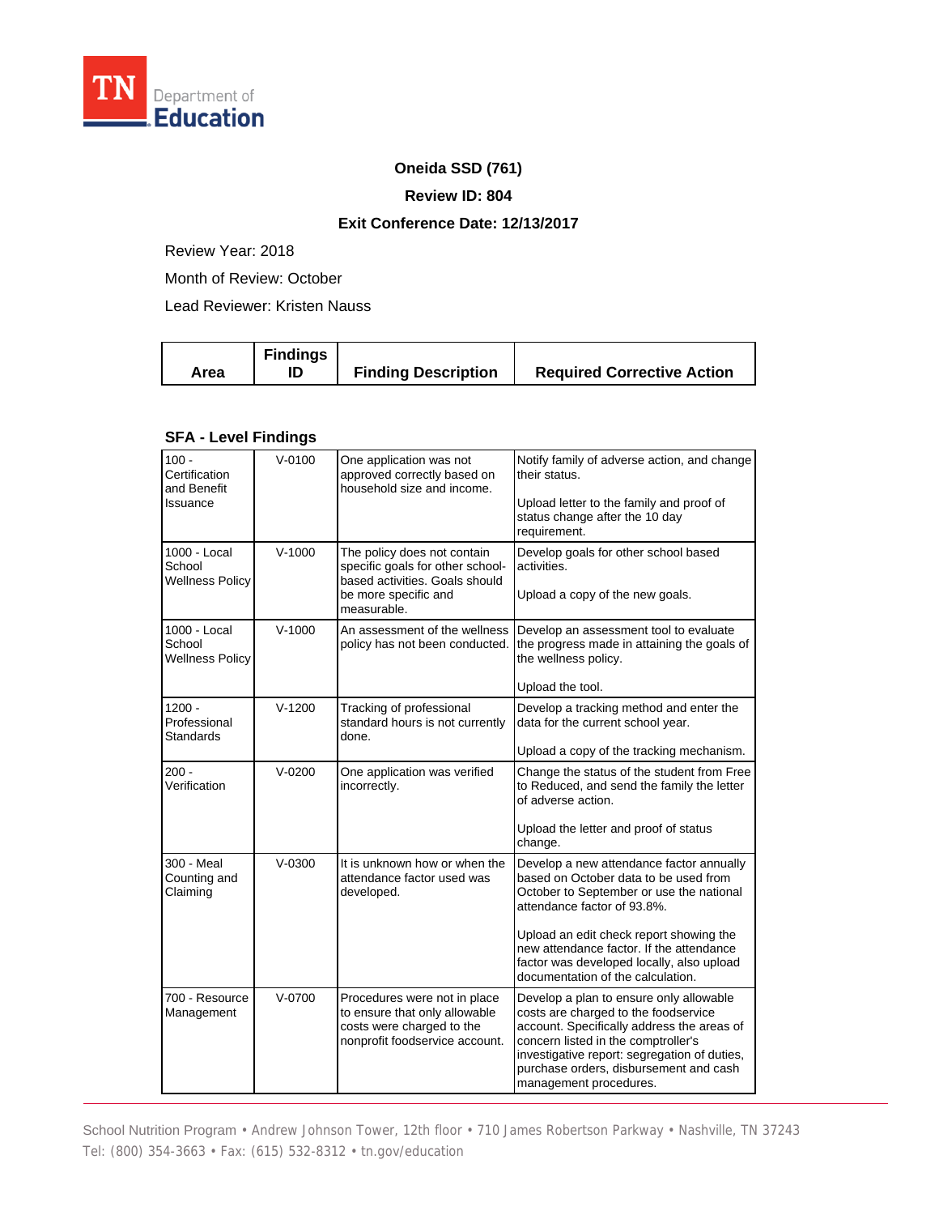**Oneida SSD (761)**

**Review ID: 804**

**Exit Conference Date: 12/13/2017**

Review Year: 2018

Month of Review: October

Lead Reviewer: Kristen Nauss

### SFA - Level Findings

| Area | Findings ID | Finding Description | Required Corrective Action |
|---|---|---|---|
| 100 - Certification and Benefit Issuance | V-0100 | One application was not approved correctly based on household size and income. | Notify family of adverse action, and change their status.<br><br>Upload letter to the family and proof of status change after the 10 day requirement. |
| 1000 - Local School Wellness Policy | V-1000 | The policy does not contain specific goals for other school-based activities. Goals should be more specific and measurable. | Develop goals for other school based activities.<br><br>Upload a copy of the new goals. |
| 1000 - Local School Wellness Policy | V-1000 | An assessment of the wellness policy has not been conducted. | Develop an assessment tool to evaluate the progress made in attaining the goals of the wellness policy.<br><br>Upload the tool. |
| 1200 - Professional Standards | V-1200 | Tracking of professional standard hours is not currently done. | Develop a tracking method and enter the data for the current school year.<br><br>Upload a copy of the tracking mechanism. |
| 200 - Verification | V-0200 | One application was verified incorrectly. | Change the status of the student from Free to Reduced, and send the family the letter of adverse action.<br><br>Upload the letter and proof of status change. |
| 300 - Meal Counting and Claiming | V-0300 | It is unknown how or when the attendance factor used was developed. | Develop a new attendance factor annually based on October data to be used from October to September or use the national attendance factor of 93.8%.<br><br>Upload an edit check report showing the new attendance factor. If the attendance factor was developed locally, also upload documentation of the calculation. |
| 700 - Resource Management | V-0700 | Procedures were not in place to ensure that only allowable costs were charged to the nonprofit foodservice account. | Develop a plan to ensure only allowable costs are charged to the foodservice account. Specifically address the areas of concern listed in the comptroller's investigative report: segregation of duties, purchase orders, disbursement and cash management procedures. |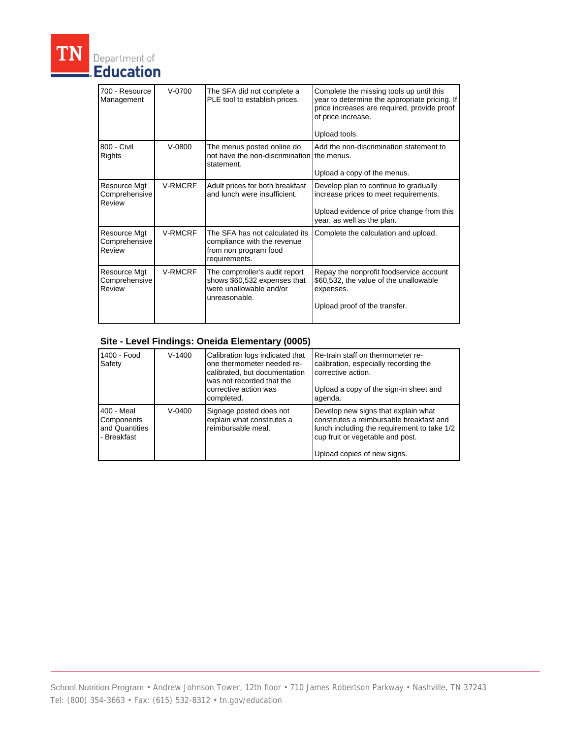| | | | |
|---|---|---|---|
| 700 - Resource Management | V-0700 | The SFA did not complete a PLE tool to establish prices. | Complete the missing tools up until this year to determine the appropriate pricing. If price increases are required, provide proof of price increase.<br><br>Upload tools. |
| 800 - Civil Rights | V-0800 | The menus posted online do not have the non-discrimination statement. | Add the non-discrimination statement to the menus.<br><br>Upload a copy of the menus. |
| Resource Mgt Comprehensive Review | V-RMCRF | Adult prices for both breakfast and lunch were insufficient. | Develop plan to continue to gradually increase prices to meet requirements.<br><br>Upload evidence of price change from this year, as well as the plan. |
| Resource Mgt Comprehensive Review | V-RMCRF | The SFA has not calculated its compliance with the revenue from non program food requirements. | Complete the calculation and upload. |
| Resource Mgt Comprehensive Review | V-RMCRF | The comptroller's audit report shows $60,532 expenses that were unallowable and/or unreasonable. | Repay the nonprofit foodservice account $60,532, the value of the unallowable expenses.<br><br>Upload proof of the transfer. |

### Site - Level Findings: Oneida Elementary (0005)

| | | | |
|---|---|---|---|
| 1400 - Food Safety | V-1400 | Calibration logs indicated that one thermometer needed re-calibrated, but documentation was not recorded that the corrective action was completed. | Re-train staff on thermometer re-calibration, especially recording the corrective action.<br><br>Upload a copy of the sign-in sheet and agenda. |
| 400 - Meal Components and Quantities - Breakfast | V-0400 | Signage posted does not explain what constitutes a reimbursable meal. | Develop new signs that explain what constitutes a reimbursable breakfast and lunch including the requirement to take 1/2 cup fruit or vegetable and post.<br><br>Upload copies of new signs. |

School Nutrition Program • Andrew Johnson Tower, 12th floor • 710 James Robertson Parkway • Nashville, TN 37243
Tel: (800) 354-3663 • Fax: (615) 532-8312 • tn.gov/education